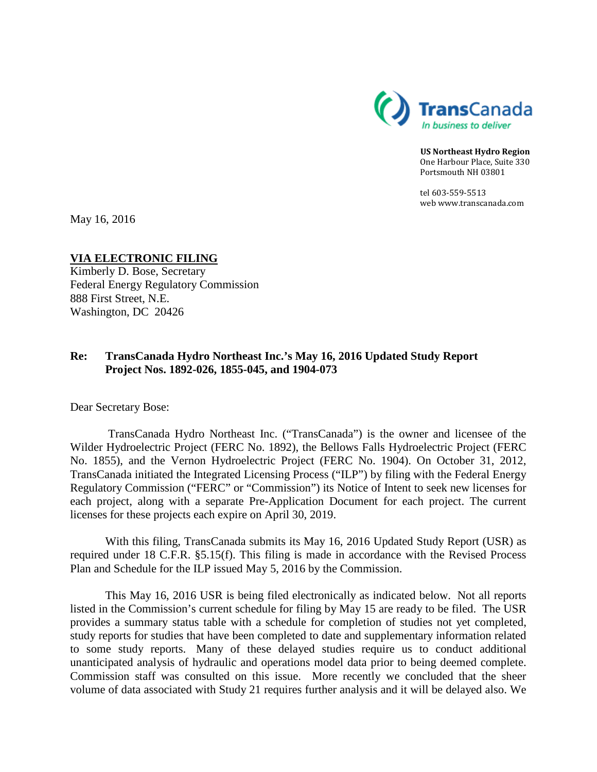TransCanada
*In business to deliver*

**US Northeast Hydro Region**
One Harbour Place, Suite 330
Portsmouth NH 03801

tel 603-559-5513
web www.transcanada.com

May 16, 2016

**VIA ELECTRONIC FILING**
Kimberly D. Bose, Secretary
Federal Energy Regulatory Commission
888 First Street, N.E.
Washington, DC 20426

**Re: TransCanada Hydro Northeast Inc.'s May 16, 2016 Updated Study Report Project Nos. 1892-026, 1855-045, and 1904-073**

Dear Secretary Bose:

TransCanada Hydro Northeast Inc. ("TransCanada") is the owner and licensee of the Wilder Hydroelectric Project (FERC No. 1892), the Bellows Falls Hydroelectric Project (FERC No. 1855), and the Vernon Hydroelectric Project (FERC No. 1904). On October 31, 2012, TransCanada initiated the Integrated Licensing Process ("ILP") by filing with the Federal Energy Regulatory Commission ("FERC" or "Commission") its Notice of Intent to seek new licenses for each project, along with a separate Pre-Application Document for each project. The current licenses for these projects each expire on April 30, 2019.

With this filing, TransCanada submits its May 16, 2016 Updated Study Report (USR) as required under 18 C.F.R. §5.15(f). This filing is made in accordance with the Revised Process Plan and Schedule for the ILP issued May 5, 2016 by the Commission.

This May 16, 2016 USR is being filed electronically as indicated below. Not all reports listed in the Commission's current schedule for filing by May 15 are ready to be filed. The USR provides a summary status table with a schedule for completion of studies not yet completed, study reports for studies that have been completed to date and supplementary information related to some study reports. Many of these delayed studies require us to conduct additional unanticipated analysis of hydraulic and operations model data prior to being deemed complete. Commission staff was consulted on this issue. More recently we concluded that the sheer volume of data associated with Study 21 requires further analysis and it will be delayed also. We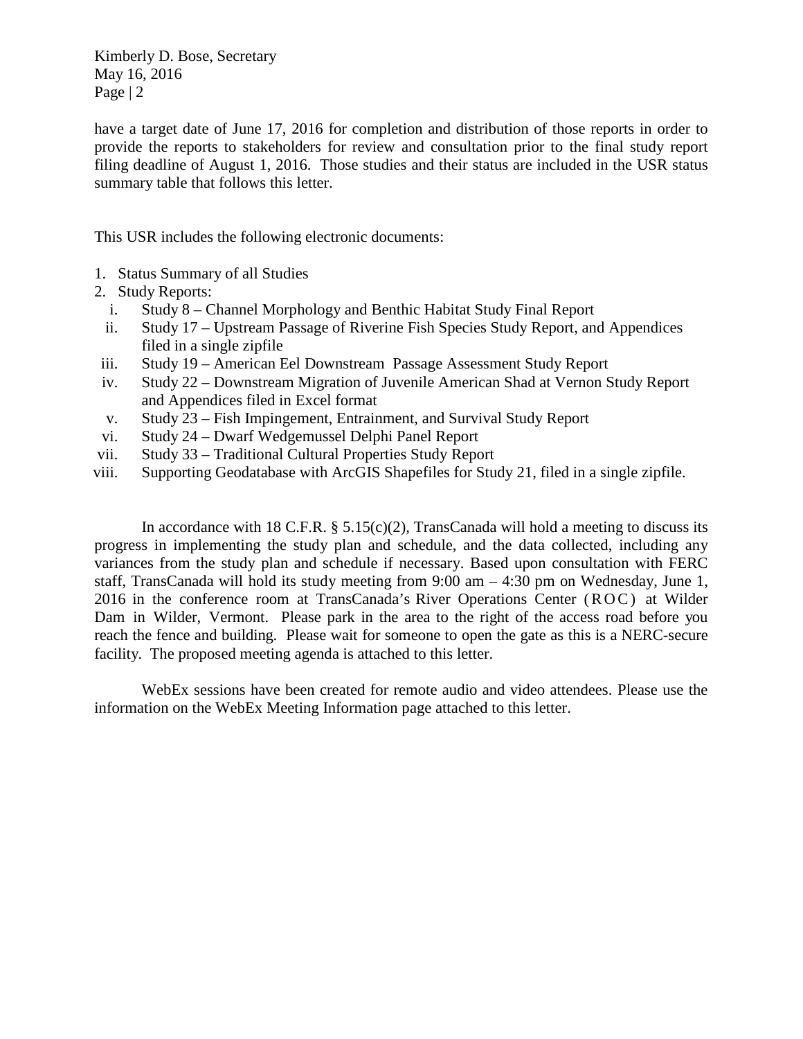have a target date of June 17, 2016 for completion and distribution of those reports in order to provide the reports to stakeholders for review and consultation prior to the final study report filing deadline of August 1, 2016. Those studies and their status are included in the USR status summary table that follows this letter.

This USR includes the following electronic documents:

1. Status Summary of all Studies
2. Study Reports:
   i. Study 8 – Channel Morphology and Benthic Habitat Study Final Report
   ii. Study 17 – Upstream Passage of Riverine Fish Species Study Report, and Appendices filed in a single zipfile
   iii. Study 19 – American Eel Downstream Passage Assessment Study Report
   iv. Study 22 – Downstream Migration of Juvenile American Shad at Vernon Study Report and Appendices filed in Excel format
   v. Study 23 – Fish Impingement, Entrainment, and Survival Study Report
   vi. Study 24 – Dwarf Wedgemussel Delphi Panel Report
   vii. Study 33 – Traditional Cultural Properties Study Report
   viii. Supporting Geodatabase with ArcGIS Shapefiles for Study 21, filed in a single zipfile.

In accordance with 18 C.F.R. § 5.15(c)(2), TransCanada will hold a meeting to discuss its progress in implementing the study plan and schedule, and the data collected, including any variances from the study plan and schedule if necessary. Based upon consultation with FERC staff, TransCanada will hold its study meeting from 9:00 am – 4:30 pm on Wednesday, June 1, 2016 in the conference room at TransCanada's River Operations Center (ROC) at Wilder Dam in Wilder, Vermont. Please park in the area to the right of the access road before you reach the fence and building. Please wait for someone to open the gate as this is a NERC-secure facility. The proposed meeting agenda is attached to this letter.

WebEx sessions have been created for remote audio and video attendees. Please use the information on the WebEx Meeting Information page attached to this letter.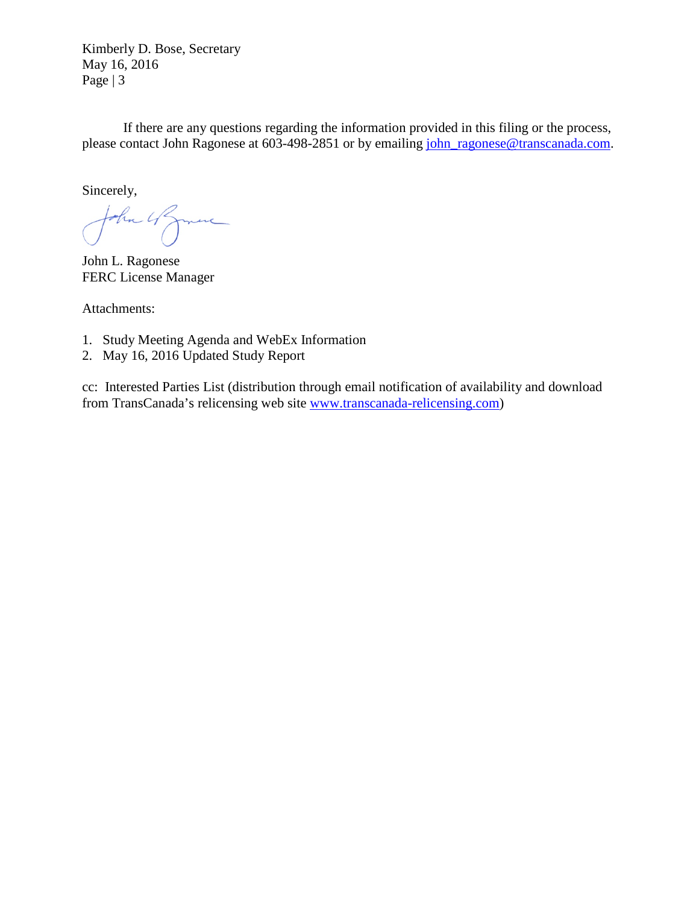If there are any questions regarding the information provided in this filing or the process, please contact John Ragonese at 603-498-2851 or by emailing john_ragonese@transcanada.com.

Sincerely,

John L. Ragonese
FERC License Manager

Attachments:

1. Study Meeting Agenda and WebEx Information
2. May 16, 2016 Updated Study Report

cc: Interested Parties List (distribution through email notification of availability and download from TransCanada's relicensing web site www.transcanada-relicensing.com)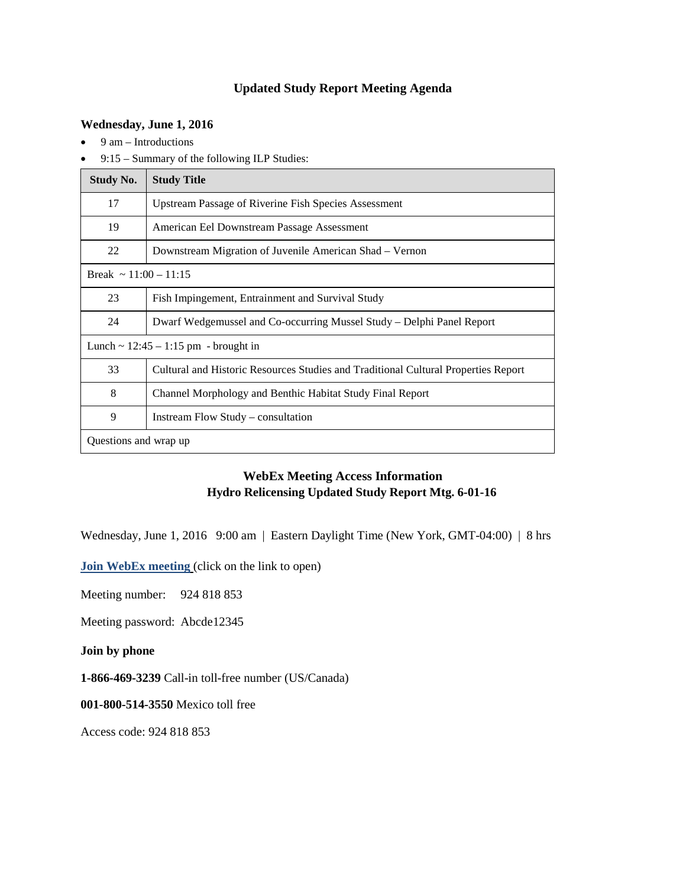# Updated Study Report Meeting Agenda

**Wednesday, June 1, 2016**

- 9 am – Introductions
- 9:15 – Summary of the following ILP Studies:

| Study No. | Study Title |
|---|---|
| 17 | Upstream Passage of Riverine Fish Species Assessment |
| 19 | American Eel Downstream Passage Assessment |
| 22 | Downstream Migration of Juvenile American Shad – Vernon |
| Break ~ 11:00 – 11:15 | |
| 23 | Fish Impingement, Entrainment and Survival Study |
| 24 | Dwarf Wedgemussel and Co-occurring Mussel Study – Delphi Panel Report |
| Lunch ~ 12:45 – 1:15 pm - brought in | |
| 33 | Cultural and Historic Resources Studies and Traditional Cultural Properties Report |
| 8 | Channel Morphology and Benthic Habitat Study Final Report |
| 9 | Instream Flow Study – consultation |
| Questions and wrap up | |

## WebEx Meeting Access Information
## Hydro Relicensing Updated Study Report Mtg. 6-01-16

Wednesday, June 1, 2016 9:00 am | Eastern Daylight Time (New York, GMT-04:00) | 8 hrs

**Join WebEx meeting** (click on the link to open)

Meeting number: 924 818 853

Meeting password: Abcde12345

**Join by phone**

**1-866-469-3239** Call-in toll-free number (US/Canada)

**001-800-514-3550** Mexico toll free

Access code: 924 818 853